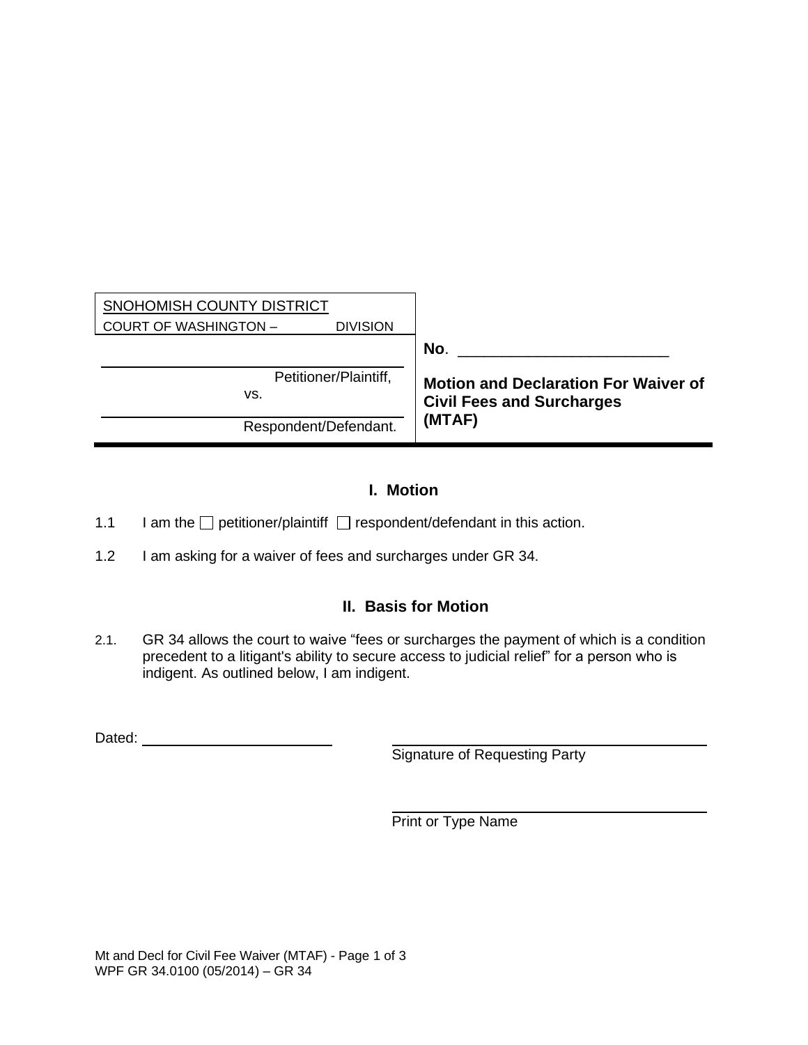| SNOHOMISH COUNTY DISTRICT COURT OF WASHINGTON – DIVISION | |
|---|---|
| | **No**. ________________________ |
| ______________________ Petitioner/Plaintiff, vs. | **Motion and Declaration For Waiver of Civil Fees and Surcharges (MTAF)** |
| ______________________ Respondent/Defendant. | |

## I. Motion

1.1 I am the ☐ petitioner/plaintiff ☐ respondent/defendant in this action.

1.2 I am asking for a waiver of fees and surcharges under GR 34.

## II. Basis for Motion

2.1. GR 34 allows the court to waive "fees or surcharges the payment of which is a condition precedent to a litigant's ability to secure access to judicial relief" for a person who is indigent. As outlined below, I am indigent.

Dated: ______________________

______________________________
Signature of Requesting Party

______________________________
Print or Type Name

Mt and Decl for Civil Fee Waiver (MTAF)
WPF GR 34.0100 (05/2014) – GR 34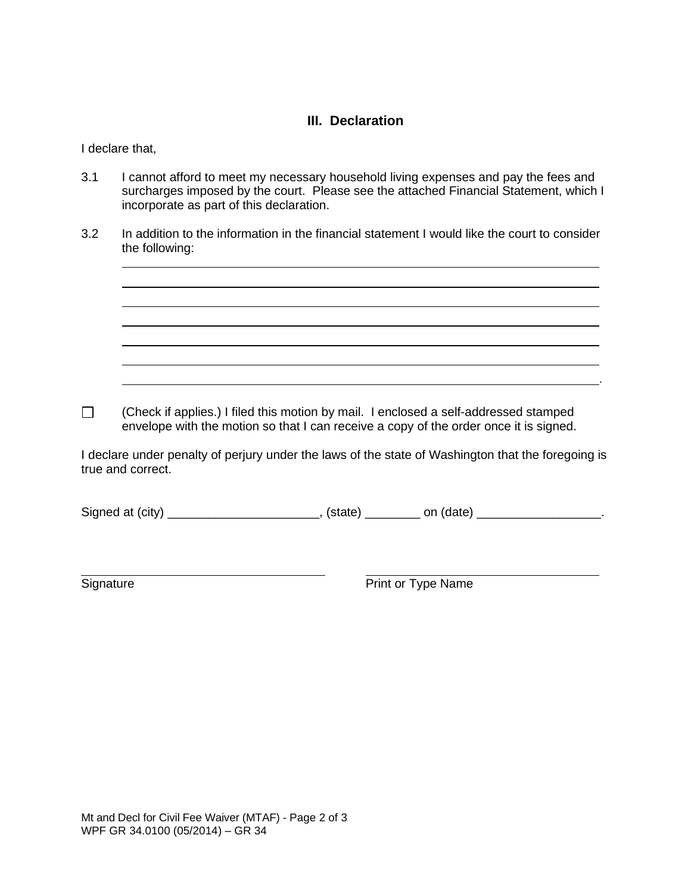## III. Declaration

I declare that,

3.1 I cannot afford to meet my necessary household living expenses and pay the fees and surcharges imposed by the court. Please see the attached Financial Statement, which I incorporate as part of this declaration.

3.2 In addition to the information in the financial statement I would like the court to consider the following:

______________________________________________________________________

______________________________________________________________________

______________________________________________________________________

______________________________________________________________________

______________________________________________________________________

______________________________________________________________________

______________________________________________________________________.

☐ (Check if applies.) I filed this motion by mail. I enclosed a self-addressed stamped envelope with the motion so that I can receive a copy of the order once it is signed.

I declare under penalty of perjury under the laws of the state of Washington that the foregoing is true and correct.

Signed at (city) ______________________, (state) ________ on (date) __________________.

| ______________________________ | ______________________________ |
|---|---|
| Signature | Print or Type Name |

Mt and Decl for Civil Fee Waiver (MTAF)
WPF GR 34.0100 (05/2014) – GR 34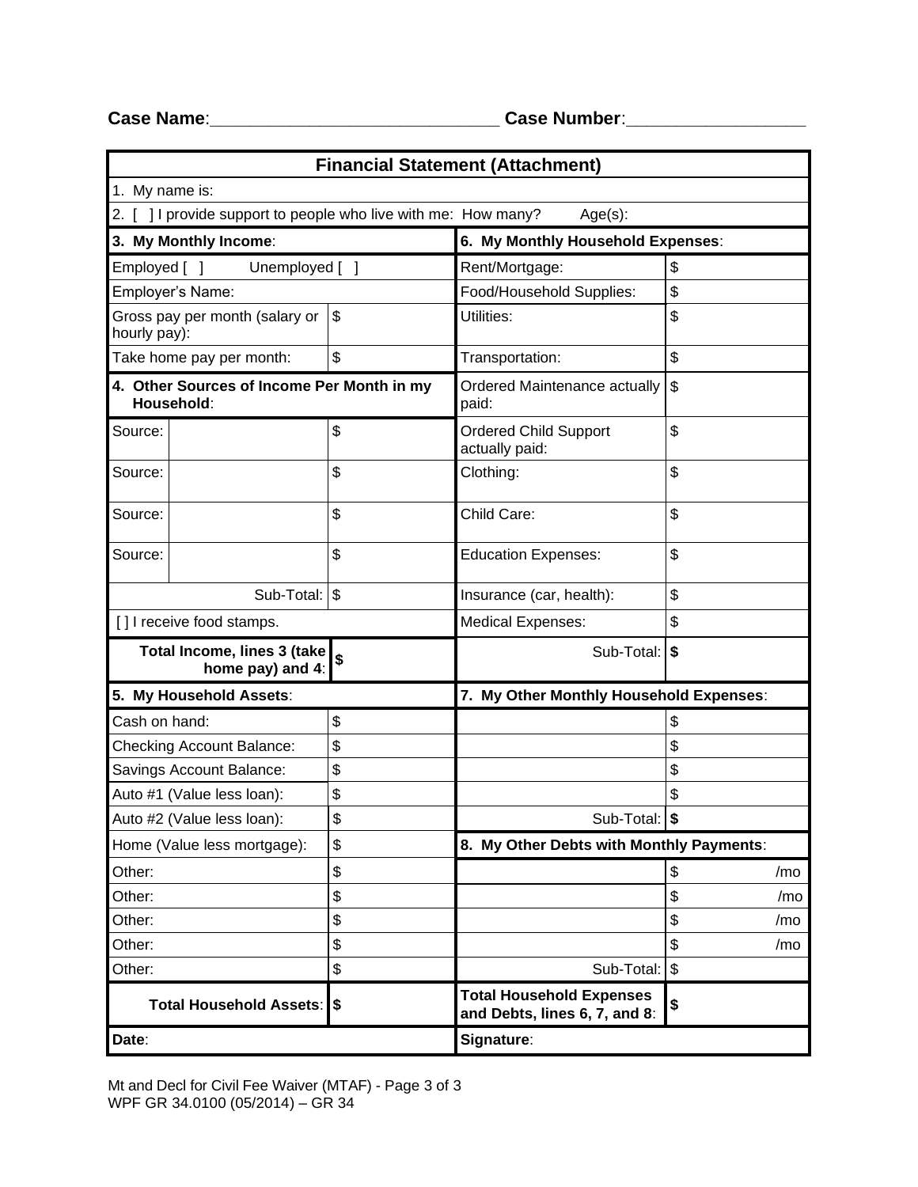**Case Name**:______________________________ **Case Number**:__________________

| Financial Statement (Attachment) | | | | |
|---|---|---|---|---|
| 1. My name is: | | | | |
| 2. [ ] I provide support to people who live with me: How many? Age(s): | | | | |
| **3. My Monthly Income**: | | | **6. My Monthly Household Expenses**: | |
| Employed [ ] Unemployed [ ] | | | Rent/Mortgage: | $ |
| Employer's Name: | | | Food/Household Supplies: | $ |
| Gross pay per month (salary or hourly pay): | | $ | Utilities: | $ |
| Take home pay per month: | | $ | Transportation: | $ |
| **4. Other Sources of Income Per Month in my Household**: | | | Ordered Maintenance actually paid: | $ |
| Source: | | $ | Ordered Child Support actually paid: | $ |
| Source: | | $ | Clothing: | $ |
| Source: | | $ | Child Care: | $ |
| Source: | | $ | Education Expenses: | $ |
| Sub-Total: | | $ | Insurance (car, health): | $ |
| [ ] I receive food stamps. | | | Medical Expenses: | $ |
| **Total Income, lines 3 (take home pay) and 4**: | | **$** | Sub-Total: | **$** |
| **5. My Household Assets**: | | | **7. My Other Monthly Household Expenses**: | |
| Cash on hand: | | $ | | $ |
| Checking Account Balance: | | $ | | $ |
| Savings Account Balance: | | $ | | $ |
| Auto #1 (Value less loan): | | $ | | $ |
| Auto #2 (Value less loan): | | $ | Sub-Total: | **$** |
| Home (Value less mortgage): | | $ | **8. My Other Debts with Monthly Payments**: | |
| Other: | | $ | | $ /mo |
| Other: | | $ | | $ /mo |
| Other: | | $ | | $ /mo |
| Other: | | $ | | $ /mo |
| Other: | | $ | Sub-Total: | $ |
| **Total Household Assets**: | | **$** | **Total Household Expenses and Debts, lines 6, 7, and 8**: | **$** |
| **Date**: | | | **Signature**: | |

Mt and Decl for Civil Fee Waiver (MTAF) - Page 3 of 3
WPF GR 34.0100 (05/2014) – GR 34